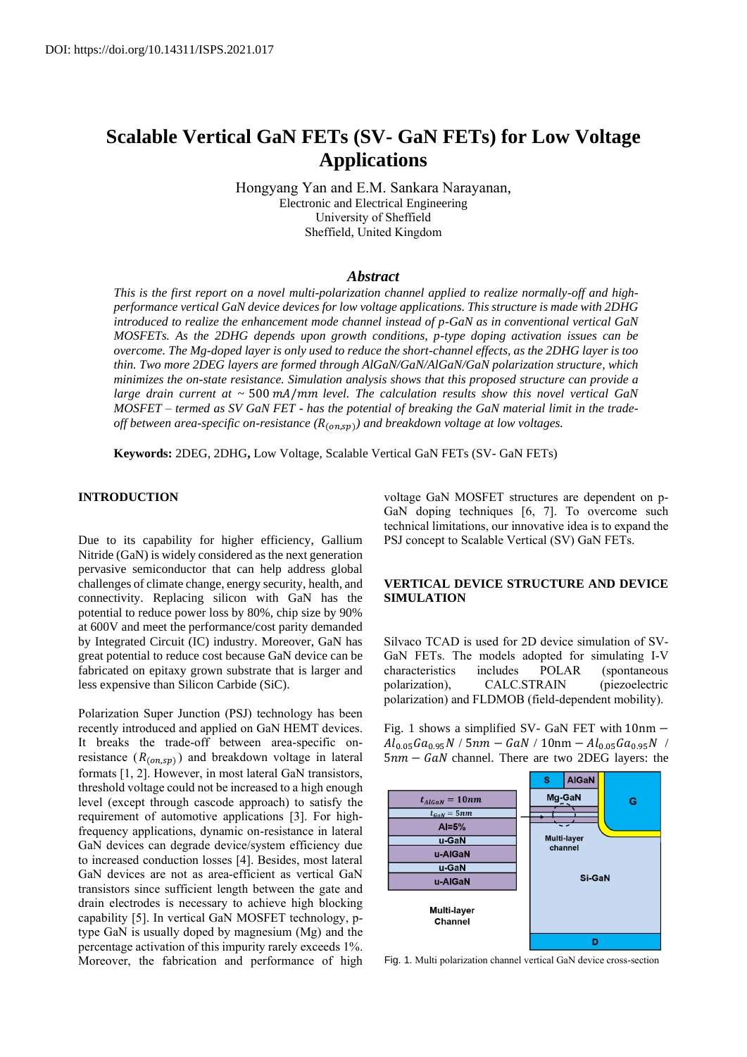DOI: https://doi.org/10.14311/ISPS.2021.017

# Scalable Vertical GaN FETs (SV- GaN FETs) for Low Voltage Applications

Hongyang Yan and E.M. Sankara Narayanan,
Electronic and Electrical Engineering
University of Sheffield
Sheffield, United Kingdom

### *Abstract*

*This is the first report on a novel multi-polarization channel applied to realize normally-off and high-performance vertical GaN device devices for low voltage applications. This structure is made with 2DHG introduced to realize the enhancement mode channel instead of p-GaN as in conventional vertical GaN MOSFETs. As the 2DHG depends upon growth conditions, p-type doping activation issues can be overcome. The Mg-doped layer is only used to reduce the short-channel effects, as the 2DHG layer is too thin. Two more 2DEG layers are formed through AlGaN/GaN/AlGaN/GaN polarization structure, which minimizes the on-state resistance. Simulation analysis shows that this proposed structure can provide a large drain current at ~ $500\ mA/mm$ level. The calculation results show this novel vertical GaN MOSFET – termed as SV GaN FET - has the potential of breaking the GaN material limit in the trade-off between area-specific on-resistance ($R_{(on,sp)}$) and breakdown voltage at low voltages.*

**Keywords:** 2DEG, 2DHG, Low Voltage, Scalable Vertical GaN FETs (SV- GaN FETs)

## INTRODUCTION

Due to its capability for higher efficiency, Gallium Nitride (GaN) is widely considered as the next generation pervasive semiconductor that can help address global challenges of climate change, energy security, health, and connectivity. Replacing silicon with GaN has the potential to reduce power loss by 80%, chip size by 90% at 600V and meet the performance/cost parity demanded by Integrated Circuit (IC) industry. Moreover, GaN has great potential to reduce cost because GaN device can be fabricated on epitaxy grown substrate that is larger and less expensive than Silicon Carbide (SiC).

Polarization Super Junction (PSJ) technology has been recently introduced and applied on GaN HEMT devices. It breaks the trade-off between area-specific on-resistance ($R_{(on,sp)}$) and breakdown voltage in lateral formats [1, 2]. However, in most lateral GaN transistors, threshold voltage could not be increased to a high enough level (except through cascode approach) to satisfy the requirement of automotive applications [3]. For high-frequency applications, dynamic on-resistance in lateral GaN devices can degrade device/system efficiency due to increased conduction losses [4]. Besides, most lateral GaN devices are not as area-efficient as vertical GaN transistors since sufficient length between the gate and drain electrodes is necessary to achieve high blocking capability [5]. In vertical GaN MOSFET technology, p-type GaN is usually doped by magnesium (Mg) and the percentage activation of this impurity rarely exceeds 1%. Moreover, the fabrication and performance of high voltage GaN MOSFET structures are dependent on p-GaN doping techniques [6, 7]. To overcome such technical limitations, our innovative idea is to expand the PSJ concept to Scalable Vertical (SV) GaN FETs.

## VERTICAL DEVICE STRUCTURE AND DEVICE SIMULATION

Silvaco TCAD is used for 2D device simulation of SV-GaN FETs. The models adopted for simulating I-V characteristics includes POLAR (spontaneous polarization), CALC.STRAIN (piezoelectric polarization) and FLDMOB (field-dependent mobility).

Fig. 1 shows a simplified SV- GaN FET with $10\text{nm} - Al_{0.05}Ga_{0.95}N$ / $5nm - GaN$ / $10\text{nm} - Al_{0.05}Ga_{0.95}N$ / $5nm - GaN$ channel. There are two 2DEG layers: the

Fig. 1. Multi polarization channel vertical GaN device cross-section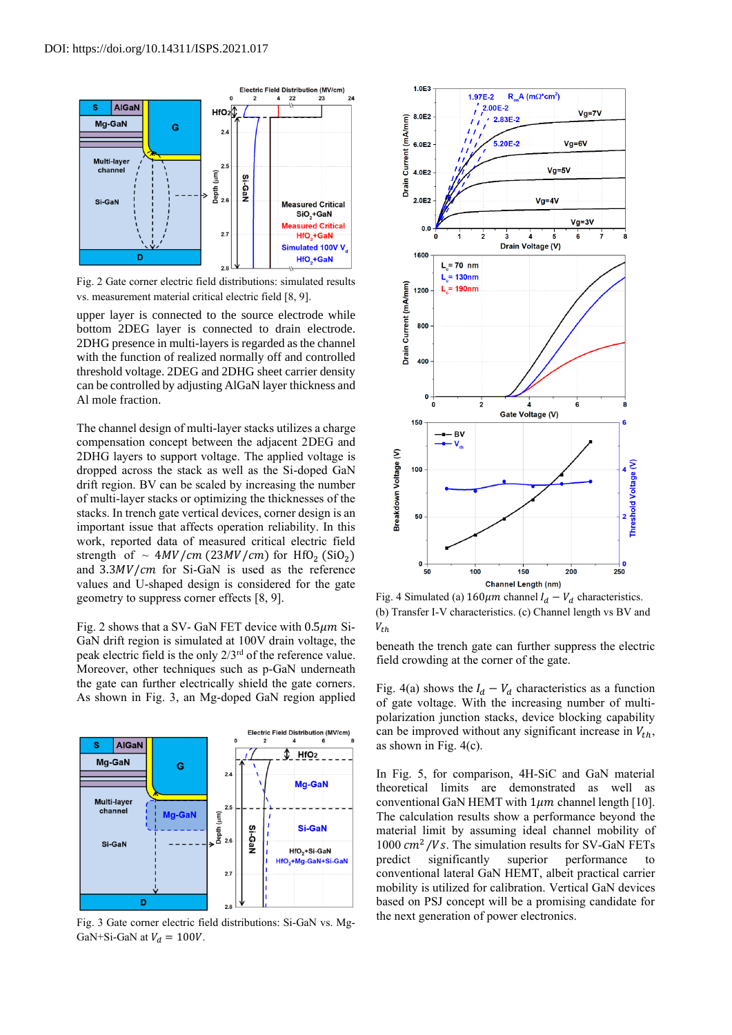DOI: https://doi.org/10.14311/ISPS.2021.017

Fig. 2 Gate corner electric field distributions: simulated results vs. measurement material critical electric field [8, 9].

upper layer is connected to the source electrode while bottom 2DEG layer is connected to drain electrode. 2DHG presence in multi-layers is regarded as the channel with the function of realized normally off and controlled threshold voltage. 2DEG and 2DHG sheet carrier density can be controlled by adjusting AlGaN layer thickness and Al mole fraction.

The channel design of multi-layer stacks utilizes a charge compensation concept between the adjacent 2DEG and 2DHG layers to support voltage. The applied voltage is dropped across the stack as well as the Si-doped GaN drift region. BV can be scaled by increasing the number of multi-layer stacks or optimizing the thicknesses of the stacks. In trench gate vertical devices, corner design is an important issue that affects operation reliability. In this work, reported data of measured critical electric field strength of ~ $4MV/cm$ ($23MV/cm$) for $HfO_2$ ($SiO_2$) and $3.3MV/cm$ for Si-GaN is used as the reference values and U-shaped design is considered for the gate geometry to suppress corner effects [8, 9].

Fig. 2 shows that a SV- GaN FET device with $0.5\mu m$ Si-GaN drift region is simulated at 100V drain voltage, the peak electric field is the only 2/3[rd] of the reference value. Moreover, other techniques such as p-GaN underneath the gate can further electrically shield the gate corners. As shown in Fig. 3, an Mg-doped GaN region applied beneath the trench gate can further suppress the electric field crowding at the corner of the gate.

Fig. 3 Gate corner electric field distributions: Si-GaN vs. Mg-GaN+Si-GaN at $V_d = 100V$.

Fig. 4 Simulated (a) $160\mu m$ channel $I_d - V_d$ characteristics. (b) Transfer I-V characteristics. (c) Channel length vs BV and $V_{th}$

Fig. 4(a) shows the $I_d - V_d$ characteristics as a function of gate voltage. With the increasing number of multi-polarization junction stacks, device blocking capability can be improved without any significant increase in $V_{th}$, as shown in Fig. 4(c).

In Fig. 5, for comparison, 4H-SiC and GaN material theoretical limits are demonstrated as well as conventional GaN HEMT with $1\mu m$ channel length [10]. The calculation results show a performance beyond the material limit by assuming ideal channel mobility of $1000\ cm^2/Vs$. The simulation results for SV-GaN FETs predict significantly superior performance to conventional lateral GaN HEMT, albeit practical carrier mobility is utilized for calibration. Vertical GaN devices based on PSJ concept will be a promising candidate for the next generation of power electronics.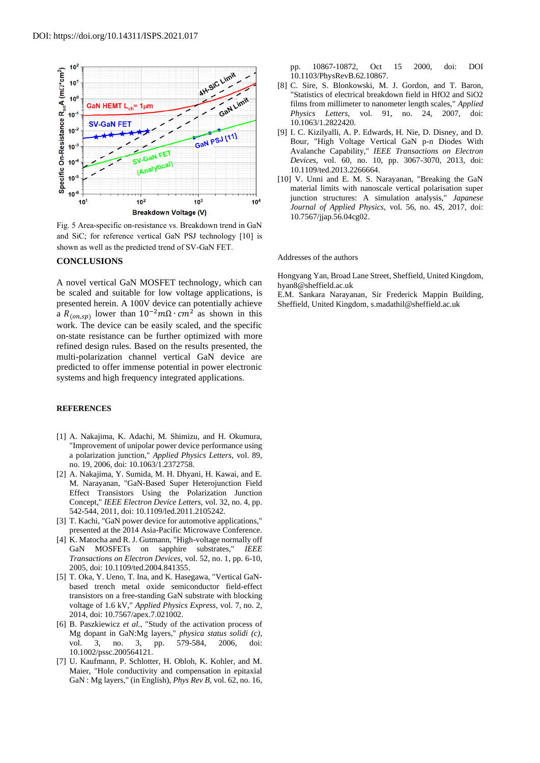DOI: https://doi.org/10.14311/ISPS.2021.017

Specific On-Resistance $R_{on}A$ ($m\Omega{*}cm^2$)

$10^2$
$10^1$
$10^0$
$10^{-1}$
$10^{-2}$
$10^{-3}$
$10^{-4}$
$10^{-5}$
$10^{-6}$

$10^1$
$10^2$
$10^3$
$10^4$

Breakdown Voltage (V)

4H-SiC Limit
GaN Limit
GaN HEMT $L_{ch}$= 1μm
SV-GaN FET
GaN PSJ [11]
SV-GaN FET (Analytical)

Fig. 5 Area-specific on-resistance vs. Breakdown trend in GaN and SiC; for reference vertical GaN PSJ technology [10] is shown as well as the predicted trend of SV-GaN FET.

## CONCLUSIONS

A novel vertical GaN MOSFET technology, which can be scaled and suitable for low voltage applications, is presented herein. A 100V device can potentially achieve a $R_{(on,sp)}$ lower than $10^{-2} m\Omega \cdot cm^2$ as shown in this work. The device can be easily scaled, and the specific on-state resistance can be further optimized with more refined design rules. Based on the results presented, the multi-polarization channel vertical GaN device are predicted to offer immense potential in power electronic systems and high frequency integrated applications.

## REFERENCES

[1] A. Nakajima, K. Adachi, M. Shimizu, and H. Okumura, "Improvement of unipolar power device performance using a polarization junction," *Applied Physics Letters*, vol. 89, no. 19, 2006, doi: 10.1063/1.2372758.

[2] A. Nakajima, Y. Sumida, M. H. Dhyani, H. Kawai, and E. M. Narayanan, "GaN-Based Super Heterojunction Field Effect Transistors Using the Polarization Junction Concept," *IEEE Electron Device Letters*, vol. 32, no. 4, pp. 542-544, 2011, doi: 10.1109/led.2011.2105242.

[3] T. Kachi, "GaN power device for automotive applications," presented at the 2014 Asia-Pacific Microwave Conference.

[4] K. Matocha and R. J. Gutmann, "High-voltage normally off GaN MOSFETs on sapphire substrates," *IEEE Transactions on Electron Devices*, vol. 52, no. 1, pp. 6-10, 2005, doi: 10.1109/ted.2004.841355.

[5] T. Oka, Y. Ueno, T. Ina, and K. Hasegawa, "Vertical GaN-based trench metal oxide semiconductor field-effect transistors on a free-standing GaN substrate with blocking voltage of 1.6 kV," *Applied Physics Express*, vol. 7, no. 2, 2014, doi: 10.7567/apex.7.021002.

[6] B. Paszkiewicz *et al.*, "Study of the activation process of Mg dopant in GaN:Mg layers," *physica status solidi (c)*, vol. 3, no. 3, pp. 579-584, 2006, doi: 10.1002/pssc.200564121.

[7] U. Kaufmann, P. Schlotter, H. Obloh, K. Kohler, and M. Maier, "Hole conductivity and compensation in epitaxial GaN : Mg layers," (in English), *Phys Rev B*, vol. 62, no. 16, pp. 10867-10872, Oct 15 2000, doi: DOI 10.1103/PhysRevB.62.10867.

[8] C. Sire, S. Blonkowski, M. J. Gordon, and T. Baron, "Statistics of electrical breakdown field in HfO2 and SiO2 films from millimeter to nanometer length scales," *Applied Physics Letters*, vol. 91, no. 24, 2007, doi: 10.1063/1.2822420.

[9] I. C. Kizilyalli, A. P. Edwards, H. Nie, D. Disney, and D. Bour, "High Voltage Vertical GaN p-n Diodes With Avalanche Capability," *IEEE Transactions on Electron Devices*, vol. 60, no. 10, pp. 3067-3070, 2013, doi: 10.1109/ted.2013.2266664.

[10] V. Unni and E. M. S. Narayanan, "Breaking the GaN material limits with nanoscale vertical polarisation super junction structures: A simulation analysis," *Japanese Journal of Applied Physics*, vol. 56, no. 4S, 2017, doi: 10.7567/jjap.56.04cg02.

Addresses of the authors

Hongyang Yan, Broad Lane Street, Sheffield, United Kingdom, hyan8@sheffield.ac.uk
E.M. Sankara Narayanan, Sir Frederick Mappin Building, Sheffield, United Kingdom, s.madathil@sheffield.ac.uk